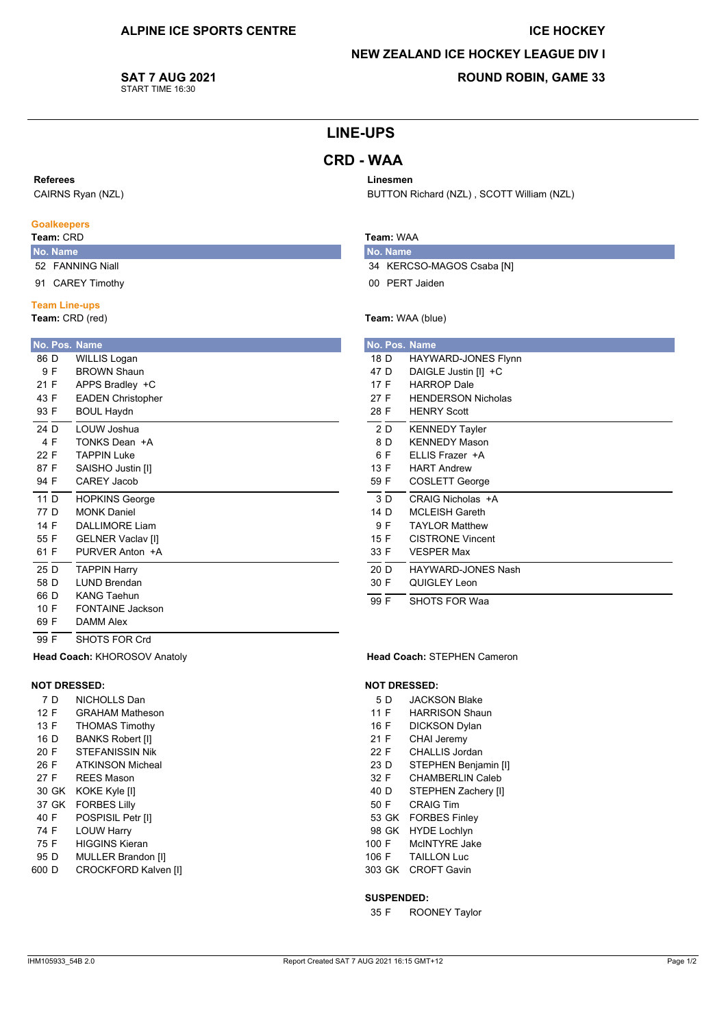**ALPINE ICE SPORTS CENTRE**

**ICE HOCKEY**

**NEW ZEALAND ICE HOCKEY LEAGUE DIV I**

**SAT 7 AUG 2021**
START TIME 16:30

**ROUND ROBIN, GAME 33**

# LINE-UPS

## CRD - WAA

**Referees**
CAIRNS Ryan (NZL)

**Linesmen**
BUTTON Richard (NZL) , SCOTT William (NZL)

### Goalkeepers

**Team:** CRD

| No. | Name |
|---|---|
| 52 | FANNING Niall |
| 91 | CAREY Timothy |

**Team:** WAA

| No. | Name |
|---|---|
| 34 | KERCSO-MAGOS Csaba [N] |
| 00 | PERT Jaiden |

### Team Line-ups

**Team:** CRD (red)

| No. | Pos. | Name |
|---|---|---|
| 86 | D | WILLIS Logan |
| 9 | F | BROWN Shaun |
| 21 | F | APPS Bradley +C |
| 43 | F | EADEN Christopher |
| 93 | F | BOUL Haydn |
| 24 | D | LOUW Joshua |
| 4 | F | TONKS Dean +A |
| 22 | F | TAPPIN Luke |
| 87 | F | SAISHO Justin [I] |
| 94 | F | CAREY Jacob |
| 11 | D | HOPKINS George |
| 77 | D | MONK Daniel |
| 14 | F | DALLIMORE Liam |
| 55 | F | GELNER Vaclav [I] |
| 61 | F | PURVER Anton +A |
| 25 | D | TAPPIN Harry |
| 58 | D | LUND Brendan |
| 66 | D | KANG Taehun |
| 10 | F | FONTAINE Jackson |
| 69 | F | DAMM Alex |
| 99 | F | SHOTS FOR Crd |

**Head Coach:** KHOROSOV Anatoly

**Team:** WAA (blue)

| No. | Pos. | Name |
|---|---|---|
| 18 | D | HAYWARD-JONES Flynn |
| 47 | D | DAIGLE Justin [I] +C |
| 17 | F | HARROP Dale |
| 27 | F | HENDERSON Nicholas |
| 28 | F | HENRY Scott |
| 2 | D | KENNEDY Tayler |
| 8 | D | KENNEDY Mason |
| 6 | F | ELLIS Frazer +A |
| 13 | F | HART Andrew |
| 59 | F | COSLETT George |
| 3 | D | CRAIG Nicholas +A |
| 14 | D | MCLEISH Gareth |
| 9 | F | TAYLOR Matthew |
| 15 | F | CISTRONE Vincent |
| 33 | F | VESPER Max |
| 20 | D | HAYWARD-JONES Nash |
| 30 | F | QUIGLEY Leon |
| 99 | F | SHOTS FOR Waa |

**Head Coach:** STEPHEN Cameron

### NOT DRESSED:

**CRD**

| No. | Pos. | Name |
|---|---|---|
| 7 | D | NICHOLLS Dan |
| 12 | F | GRAHAM Matheson |
| 13 | F | THOMAS Timothy |
| 16 | D | BANKS Robert [I] |
| 20 | F | STEFANISSIN Nik |
| 26 | F | ATKINSON Micheal |
| 27 | F | REES Mason |
| 30 | GK | KOKE Kyle [I] |
| 37 | GK | FORBES Lilly |
| 40 | F | POSPISIL Petr [I] |
| 74 | F | LOUW Harry |
| 75 | F | HIGGINS Kieran |
| 95 | D | MULLER Brandon [I] |
| 600 | D | CROCKFORD Kalven [I] |

**WAA**

| No. | Pos. | Name |
|---|---|---|
| 5 | D | JACKSON Blake |
| 11 | F | HARRISON Shaun |
| 16 | F | DICKSON Dylan |
| 21 | F | CHAI Jeremy |
| 22 | F | CHALLIS Jordan |
| 23 | D | STEPHEN Benjamin [I] |
| 32 | F | CHAMBERLIN Caleb |
| 40 | D | STEPHEN Zachery [I] |
| 50 | F | CRAIG Tim |
| 53 | GK | FORBES Finley |
| 98 | GK | HYDE Lochlyn |
| 100 | F | McINTYRE Jake |
| 106 | F | TAILLON Luc |
| 303 | GK | CROFT Gavin |

### SUSPENDED:

| No. | Pos. | Name |
|---|---|---|
| 35 | F | ROONEY Taylor |

IHM105933_54B 2.0 Report Created SAT 7 AUG 2021 16:15 GMT+12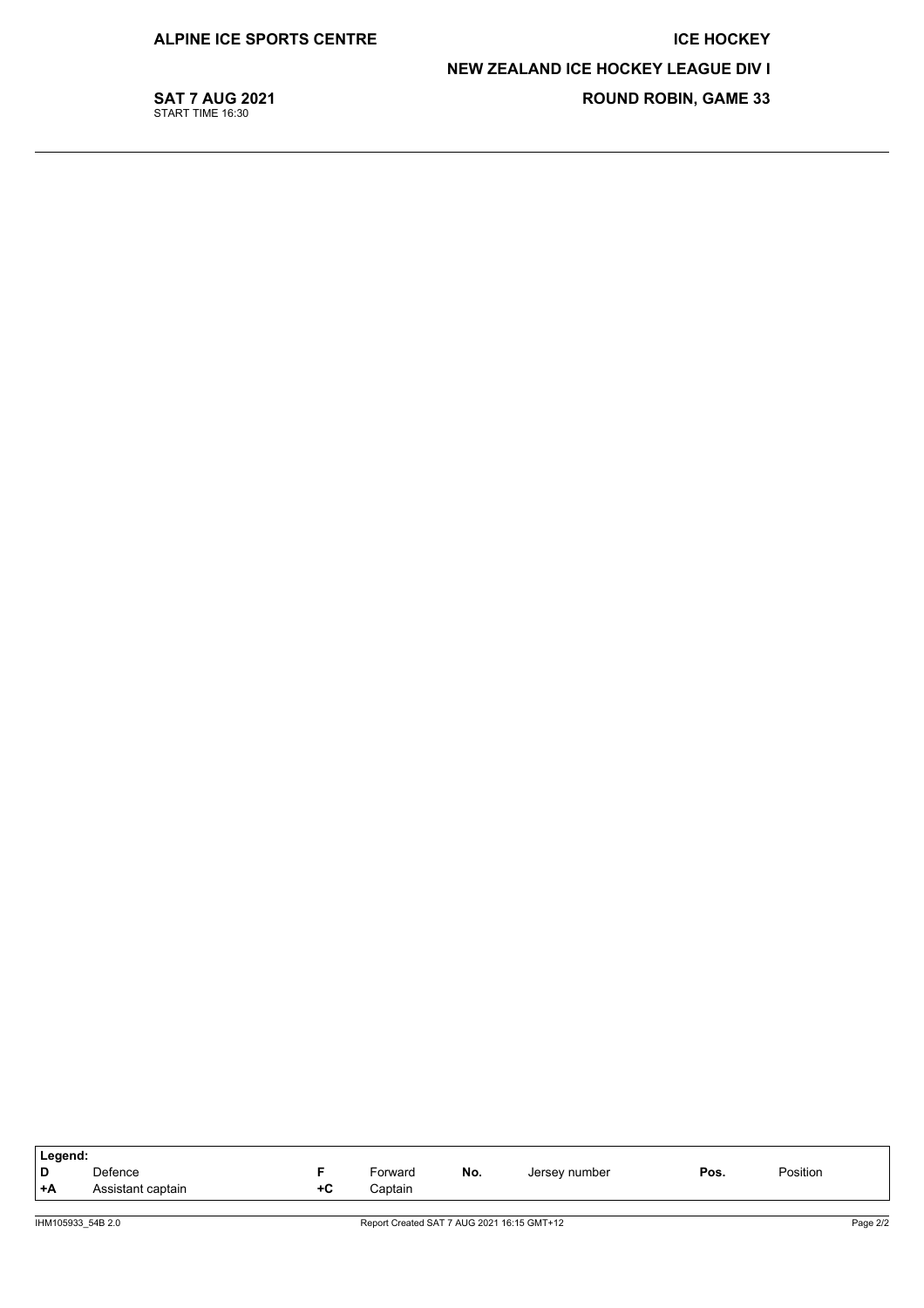**Legend:**

| | | | | | | | |
|---|---|---|---|---|---|---|---|
| D | Defence | F | Forward | No. | Jersey number | Pos. | Position |
| +A | Assistant captain | +C | Captain | | | | |